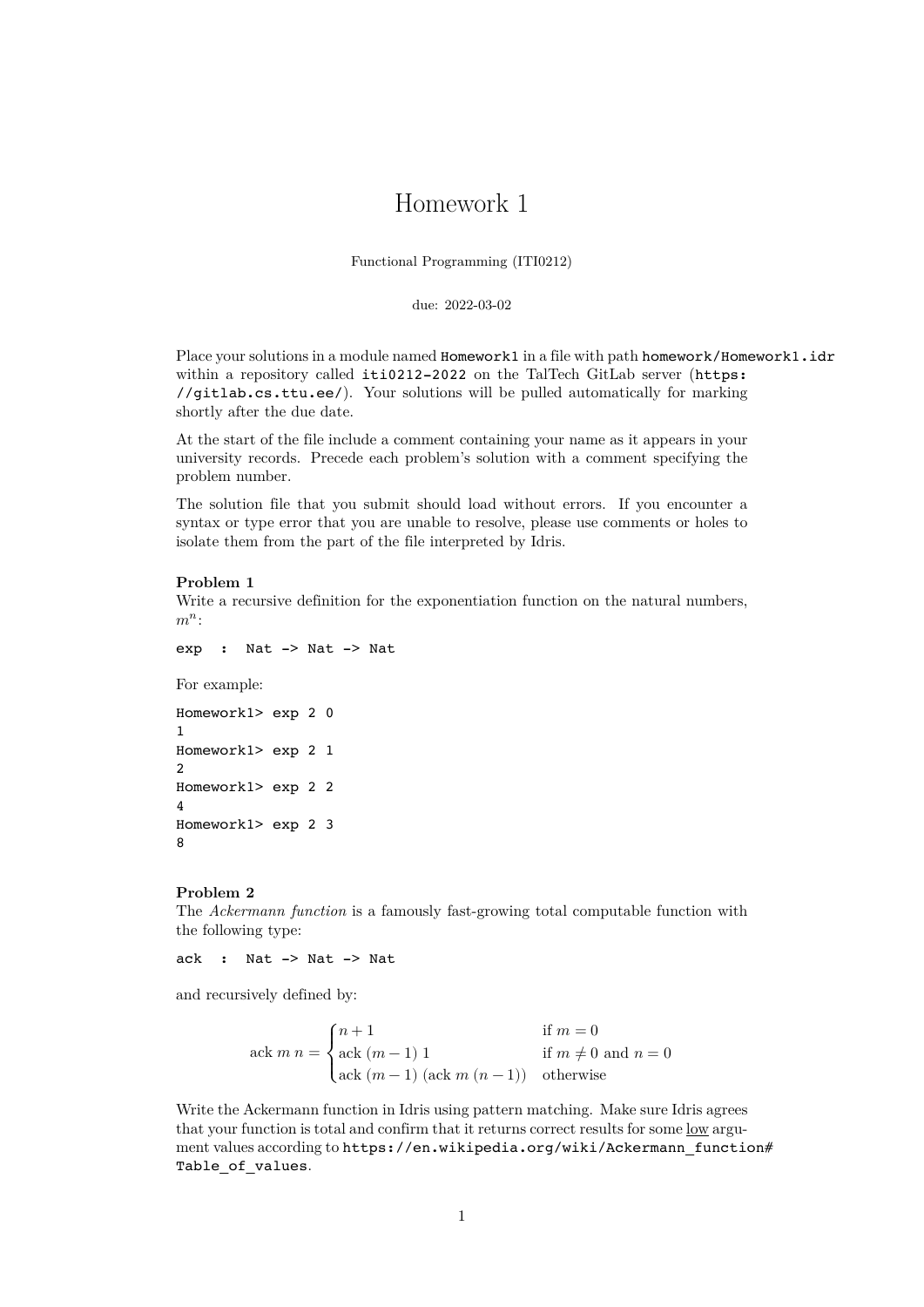# Homework 1

Functional Programming (ITI0212)

due: 2022-03-02

Place your solutions in a module named `Homework1` in a file with path `homework/Homework1.idr` within a repository called `iti0212-2022` on the TalTech GitLab server (`https://gitlab.cs.ttu.ee/`). Your solutions will be pulled automatically for marking shortly after the due date.

At the start of the file include a comment containing your name as it appears in your university records. Precede each problem's solution with a comment specifying the problem number.

The solution file that you submit should load without errors. If you encounter a syntax or type error that you are unable to resolve, please use comments or holes to isolate them from the part of the file interpreted by Idris.

### Problem 1

Write a recursive definition for the exponentiation function on the natural numbers, $m^n$:

```
exp  :  Nat -> Nat -> Nat
```

For example:

```
Homework1> exp 2 0
1
Homework1> exp 2 1
2
Homework1> exp 2 2
4
Homework1> exp 2 3
8
```

### Problem 2

The *Ackermann function* is a famously fast-growing total computable function with the following type:

```
ack  :  Nat -> Nat -> Nat
```

and recursively defined by:

$$\text{ack } m \; n = \begin{cases} n + 1 & \text{if } m = 0 \\ \text{ack } (m-1) \; 1 & \text{if } m \neq 0 \text{ and } n = 0 \\ \text{ack } (m-1) \; (\text{ack } m \; (n-1)) & \text{otherwise} \end{cases}$$

Write the Ackermann function in Idris using pattern matching. Make sure Idris agrees that your function is total and confirm that it returns correct results for some low argument values according to `https://en.wikipedia.org/wiki/Ackermann_function#Table_of_values`.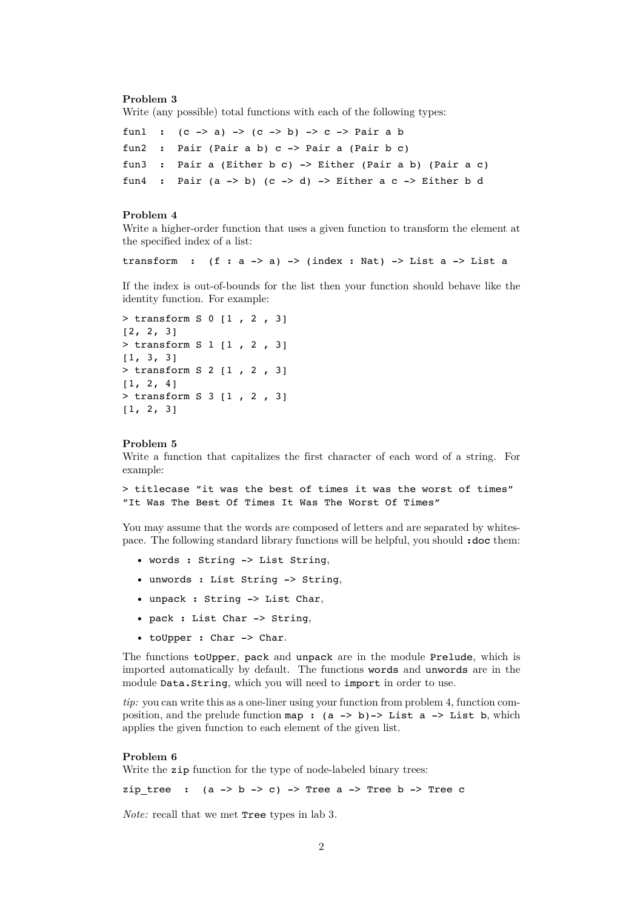**Problem 3**

Write (any possible) total functions with each of the following types:

```
fun1  :  (c -> a) -> (c -> b) -> c -> Pair a b
fun2  :  Pair (Pair a b) c -> Pair a (Pair b c)
fun3  :  Pair a (Either b c) -> Either (Pair a b) (Pair a c)
fun4  :  Pair (a -> b) (c -> d) -> Either a c -> Either b d
```

**Problem 4**

Write a higher-order function that uses a given function to transform the element at the specified index of a list:

```
transform  :  (f : a -> a) -> (index : Nat) -> List a -> List a
```

If the index is out-of-bounds for the list then your function should behave like the identity function. For example:

```
> transform S 0 [1 , 2 , 3]
[2, 2, 3]
> transform S 1 [1 , 2 , 3]
[1, 3, 3]
> transform S 2 [1 , 2 , 3]
[1, 2, 4]
> transform S 3 [1 , 2 , 3]
[1, 2, 3]
```

**Problem 5**

Write a function that capitalizes the first character of each word of a string. For example:

```
> titlecase "it was the best of times it was the worst of times"
"It Was The Best Of Times It Was The Worst Of Times"
```

You may assume that the words are composed of letters and are separated by whitespace. The following standard library functions will be helpful, you should `:doc` them:

- `words : String -> List String`,
- `unwords : List String -> String`,
- `unpack : String -> List Char`,
- `pack : List Char -> String`,
- `toUpper : Char -> Char`.

The functions `toUpper`, `pack` and `unpack` are in the module `Prelude`, which is imported automatically by default. The functions `words` and `unwords` are in the module `Data.String`, which you will need to `import` in order to use.

*tip:* you can write this as a one-liner using your function from problem 4, function composition, and the prelude function `map : (a -> b)-> List a -> List b`, which applies the given function to each element of the given list.

**Problem 6**

Write the `zip` function for the type of node-labeled binary trees:

```
zip_tree  :  (a -> b -> c) -> Tree a -> Tree b -> Tree c
```

*Note:* recall that we met `Tree` types in lab 3.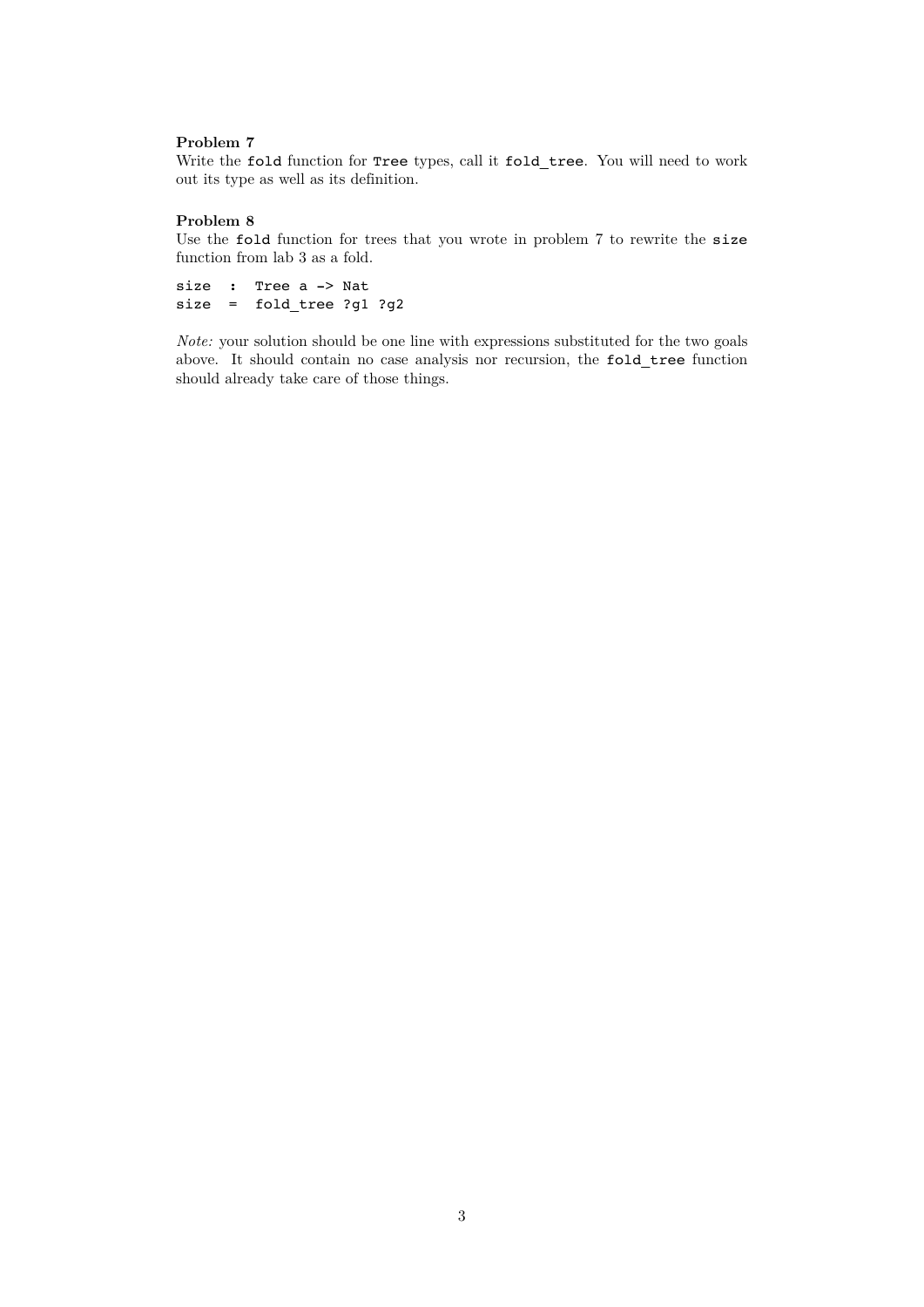**Problem 7**

Write the `fold` function for `Tree` types, call it `fold_tree`. You will need to work out its type as well as its definition.

**Problem 8**

Use the `fold` function for trees that you wrote in problem 7 to rewrite the `size` function from lab 3 as a fold.

```
size  :  Tree a -> Nat
size  =  fold_tree ?g1 ?g2
```

*Note:* your solution should be one line with expressions substituted for the two goals above. It should contain no case analysis nor recursion, the `fold_tree` function should already take care of those things.